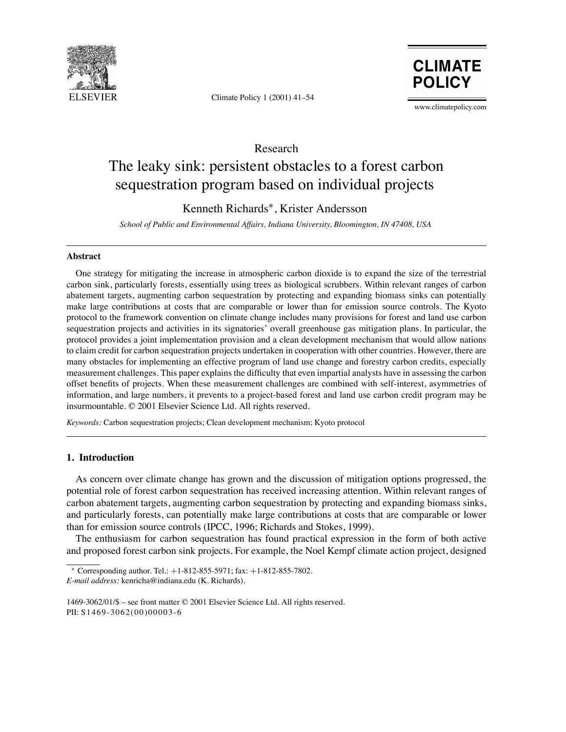Research

# The leaky sink: persistent obstacles to a forest carbon sequestration program based on individual projects

Kenneth Richards*, Krister Andersson

*School of Public and Environmental Affairs, Indiana University, Bloomington, IN 47408, USA*

---

**Abstract**

One strategy for mitigating the increase in atmospheric carbon dioxide is to expand the size of the terrestrial carbon sink, particularly forests, essentially using trees as biological scrubbers. Within relevant ranges of carbon abatement targets, augmenting carbon sequestration by protecting and expanding biomass sinks can potentially make large contributions at costs that are comparable or lower than for emission source controls. The Kyoto protocol to the framework convention on climate change includes many provisions for forest and land use carbon sequestration projects and activities in its signatories' overall greenhouse gas mitigation plans. In particular, the protocol provides a joint implementation provision and a clean development mechanism that would allow nations to claim credit for carbon sequestration projects undertaken in cooperation with other countries. However, there are many obstacles for implementing an effective program of land use change and forestry carbon credits, especially measurement challenges. This paper explains the difficulty that even impartial analysts have in assessing the carbon offset benefits of projects. When these measurement challenges are combined with self-interest, asymmetries of information, and large numbers, it prevents to a project-based forest and land use carbon credit program may be insurmountable. © 2001 Elsevier Science Ltd. All rights reserved.

*Keywords:* Carbon sequestration projects; Clean development mechanism; Kyoto protocol

---

## 1. Introduction

As concern over climate change has grown and the discussion of mitigation options progressed, the potential role of forest carbon sequestration has received increasing attention. Within relevant ranges of carbon abatement targets, augmenting carbon sequestration by protecting and expanding biomass sinks, and particularly forests, can potentially make large contributions at costs that are comparable or lower than for emission source controls (IPCC, 1996; Richards and Stokes, 1999).

The enthusiasm for carbon sequestration has found practical expression in the form of both active and proposed forest carbon sink projects. For example, the Noel Kempf climate action project, designed

---

* Corresponding author. Tel.: +1-812-855-5971; fax: +1-812-855-7802.
*E-mail address:* kenricha@indiana.edu (K. Richards).

1469-3062/01/$ – see front matter © 2001 Elsevier Science Ltd. All rights reserved.
PII: S1469-3062(00)00003-6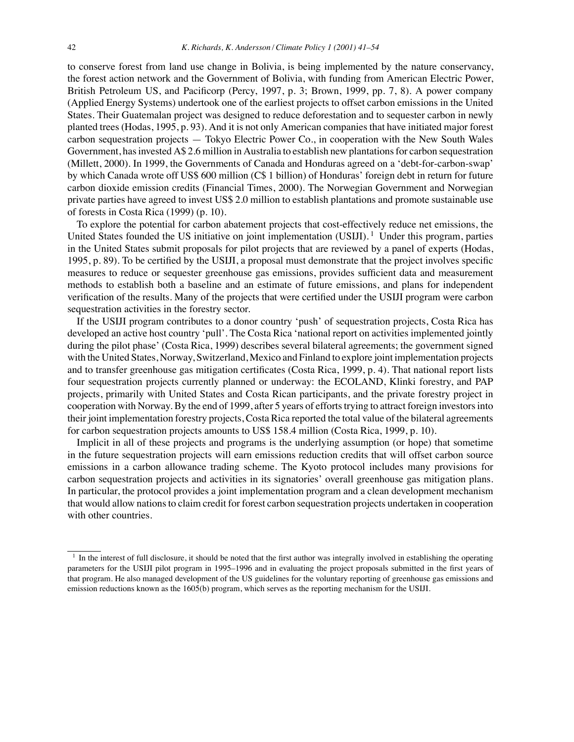to conserve forest from land use change in Bolivia, is being implemented by the nature conservancy, the forest action network and the Government of Bolivia, with funding from American Electric Power, British Petroleum US, and Pacificorp (Percy, 1997, p. 3; Brown, 1999, pp. 7, 8). A power company (Applied Energy Systems) undertook one of the earliest projects to offset carbon emissions in the United States. Their Guatemalan project was designed to reduce deforestation and to sequester carbon in newly planted trees (Hodas, 1995, p. 93). And it is not only American companies that have initiated major forest carbon sequestration projects — Tokyo Electric Power Co., in cooperation with the New South Wales Government, has invested A$ 2.6 million in Australia to establish new plantations for carbon sequestration (Millett, 2000). In 1999, the Governments of Canada and Honduras agreed on a 'debt-for-carbon-swap' by which Canada wrote off US$ 600 million (C$ 1 billion) of Honduras' foreign debt in return for future carbon dioxide emission credits (Financial Times, 2000). The Norwegian Government and Norwegian private parties have agreed to invest US$ 2.0 million to establish plantations and promote sustainable use of forests in Costa Rica (1999) (p. 10).

To explore the potential for carbon abatement projects that cost-effectively reduce net emissions, the United States founded the US initiative on joint implementation (USIJI).[1] Under this program, parties in the United States submit proposals for pilot projects that are reviewed by a panel of experts (Hodas, 1995, p. 89). To be certified by the USIJI, a proposal must demonstrate that the project involves specific measures to reduce or sequester greenhouse gas emissions, provides sufficient data and measurement methods to establish both a baseline and an estimate of future emissions, and plans for independent verification of the results. Many of the projects that were certified under the USIJI program were carbon sequestration activities in the forestry sector.

If the USIJI program contributes to a donor country 'push' of sequestration projects, Costa Rica has developed an active host country 'pull'. The Costa Rica 'national report on activities implemented jointly during the pilot phase' (Costa Rica, 1999) describes several bilateral agreements; the government signed with the United States, Norway, Switzerland, Mexico and Finland to explore joint implementation projects and to transfer greenhouse gas mitigation certificates (Costa Rica, 1999, p. 4). That national report lists four sequestration projects currently planned or underway: the ECOLAND, Klinki forestry, and PAP projects, primarily with United States and Costa Rican participants, and the private forestry project in cooperation with Norway. By the end of 1999, after 5 years of efforts trying to attract foreign investors into their joint implementation forestry projects, Costa Rica reported the total value of the bilateral agreements for carbon sequestration projects amounts to US$ 158.4 million (Costa Rica, 1999, p. 10).

Implicit in all of these projects and programs is the underlying assumption (or hope) that sometime in the future sequestration projects will earn emissions reduction credits that will offset carbon source emissions in a carbon allowance trading scheme. The Kyoto protocol includes many provisions for carbon sequestration projects and activities in its signatories' overall greenhouse gas mitigation plans. In particular, the protocol provides a joint implementation program and a clean development mechanism that would allow nations to claim credit for forest carbon sequestration projects undertaken in cooperation with other countries.

---

[1] In the interest of full disclosure, it should be noted that the first author was integrally involved in establishing the operating parameters for the USIJI pilot program in 1995–1996 and in evaluating the project proposals submitted in the first years of that program. He also managed development of the US guidelines for the voluntary reporting of greenhouse gas emissions and emission reductions known as the 1605(b) program, which serves as the reporting mechanism for the USIJI.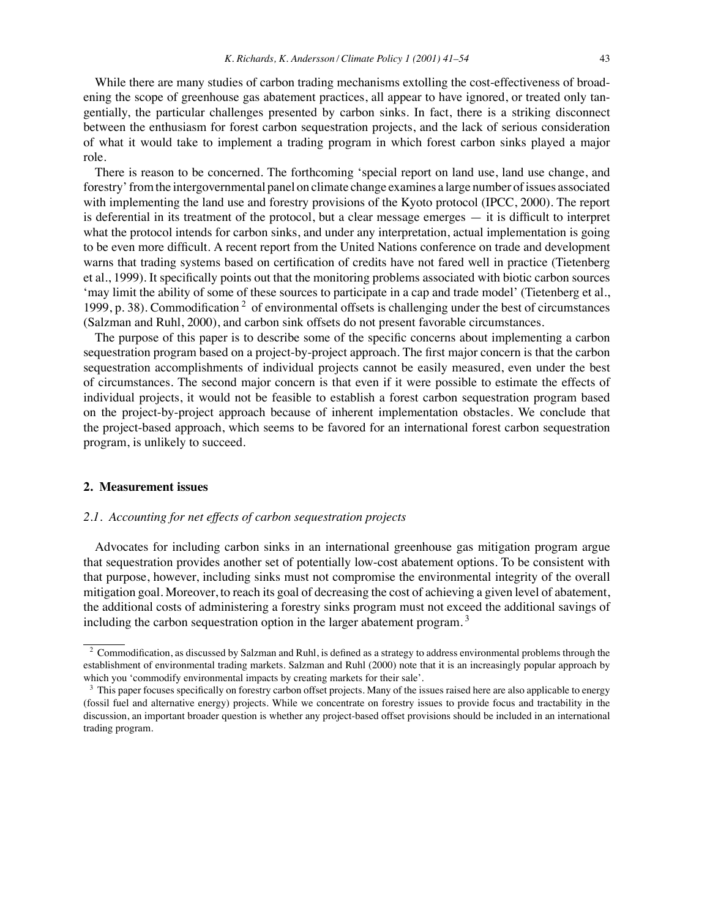While there are many studies of carbon trading mechanisms extolling the cost-effectiveness of broadening the scope of greenhouse gas abatement practices, all appear to have ignored, or treated only tangentially, the particular challenges presented by carbon sinks. In fact, there is a striking disconnect between the enthusiasm for forest carbon sequestration projects, and the lack of serious consideration of what it would take to implement a trading program in which forest carbon sinks played a major role.

There is reason to be concerned. The forthcoming 'special report on land use, land use change, and forestry' from the intergovernmental panel on climate change examines a large number of issues associated with implementing the land use and forestry provisions of the Kyoto protocol (IPCC, 2000). The report is deferential in its treatment of the protocol, but a clear message emerges — it is difficult to interpret what the protocol intends for carbon sinks, and under any interpretation, actual implementation is going to be even more difficult. A recent report from the United Nations conference on trade and development warns that trading systems based on certification of credits have not fared well in practice (Tietenberg et al., 1999). It specifically points out that the monitoring problems associated with biotic carbon sources 'may limit the ability of some of these sources to participate in a cap and trade model' (Tietenberg et al., 1999, p. 38). Commodification [2] of environmental offsets is challenging under the best of circumstances (Salzman and Ruhl, 2000), and carbon sink offsets do not present favorable circumstances.

The purpose of this paper is to describe some of the specific concerns about implementing a carbon sequestration program based on a project-by-project approach. The first major concern is that the carbon sequestration accomplishments of individual projects cannot be easily measured, even under the best of circumstances. The second major concern is that even if it were possible to estimate the effects of individual projects, it would not be feasible to establish a forest carbon sequestration program based on the project-by-project approach because of inherent implementation obstacles. We conclude that the project-based approach, which seems to be favored for an international forest carbon sequestration program, is unlikely to succeed.

## 2. Measurement issues

### *2.1. Accounting for net effects of carbon sequestration projects*

Advocates for including carbon sinks in an international greenhouse gas mitigation program argue that sequestration provides another set of potentially low-cost abatement options. To be consistent with that purpose, however, including sinks must not compromise the environmental integrity of the overall mitigation goal. Moreover, to reach its goal of decreasing the cost of achieving a given level of abatement, the additional costs of administering a forestry sinks program must not exceed the additional savings of including the carbon sequestration option in the larger abatement program. [3]

[2] Commodification, as discussed by Salzman and Ruhl, is defined as a strategy to address environmental problems through the establishment of environmental trading markets. Salzman and Ruhl (2000) note that it is an increasingly popular approach by which you 'commodify environmental impacts by creating markets for their sale'.

[3] This paper focuses specifically on forestry carbon offset projects. Many of the issues raised here are also applicable to energy (fossil fuel and alternative energy) projects. While we concentrate on forestry issues to provide focus and tractability in the discussion, an important broader question is whether any project-based offset provisions should be included in an international trading program.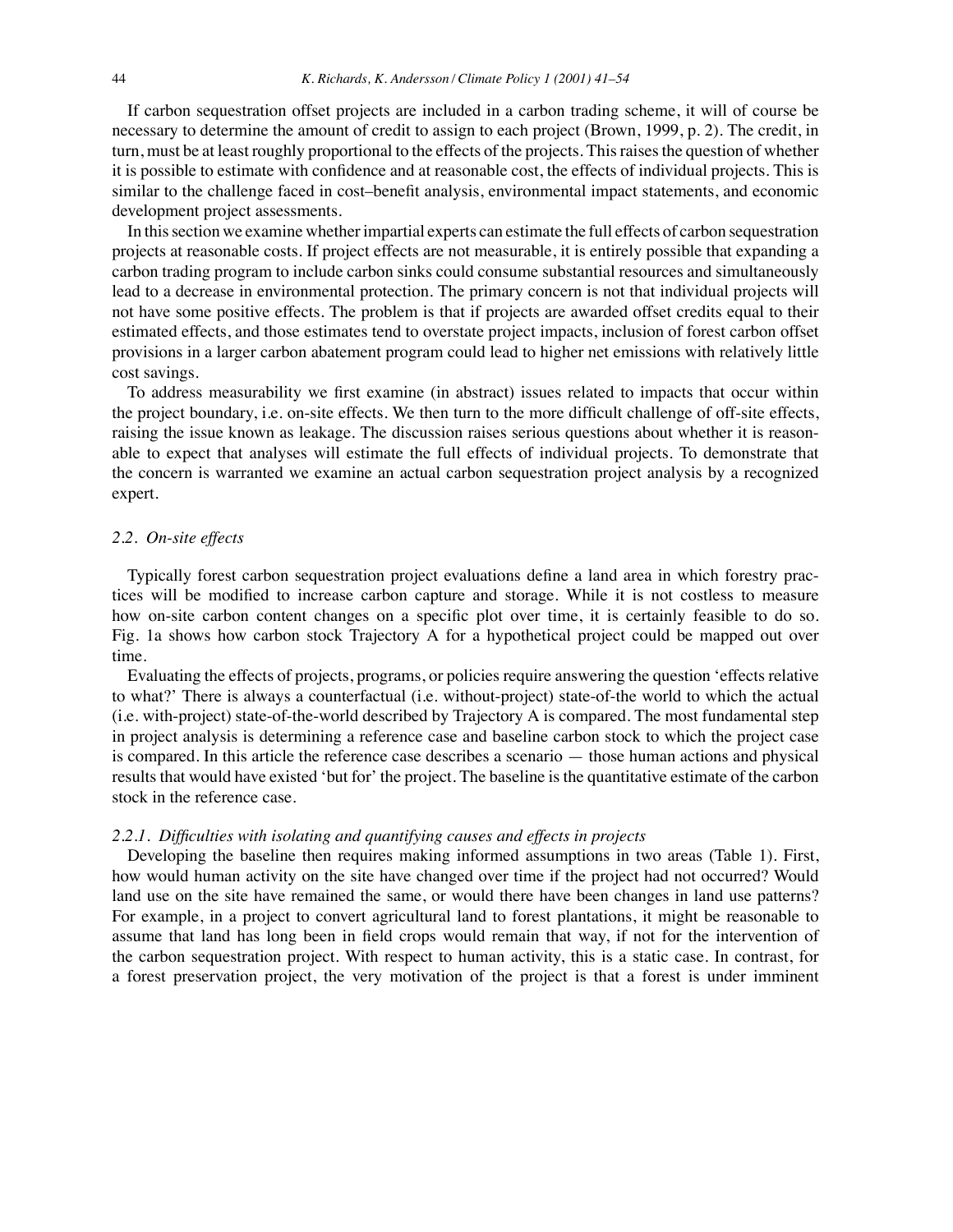If carbon sequestration offset projects are included in a carbon trading scheme, it will of course be necessary to determine the amount of credit to assign to each project (Brown, 1999, p. 2). The credit, in turn, must be at least roughly proportional to the effects of the projects. This raises the question of whether it is possible to estimate with confidence and at reasonable cost, the effects of individual projects. This is similar to the challenge faced in cost–benefit analysis, environmental impact statements, and economic development project assessments.

In this section we examine whether impartial experts can estimate the full effects of carbon sequestration projects at reasonable costs. If project effects are not measurable, it is entirely possible that expanding a carbon trading program to include carbon sinks could consume substantial resources and simultaneously lead to a decrease in environmental protection. The primary concern is not that individual projects will not have some positive effects. The problem is that if projects are awarded offset credits equal to their estimated effects, and those estimates tend to overstate project impacts, inclusion of forest carbon offset provisions in a larger carbon abatement program could lead to higher net emissions with relatively little cost savings.

To address measurability we first examine (in abstract) issues related to impacts that occur within the project boundary, i.e. on-site effects. We then turn to the more difficult challenge of off-site effects, raising the issue known as leakage. The discussion raises serious questions about whether it is reasonable to expect that analyses will estimate the full effects of individual projects. To demonstrate that the concern is warranted we examine an actual carbon sequestration project analysis by a recognized expert.

### 2.2. *On-site effects*

Typically forest carbon sequestration project evaluations define a land area in which forestry practices will be modified to increase carbon capture and storage. While it is not costless to measure how on-site carbon content changes on a specific plot over time, it is certainly feasible to do so. Fig. 1a shows how carbon stock Trajectory A for a hypothetical project could be mapped out over time.

Evaluating the effects of projects, programs, or policies require answering the question 'effects relative to what?' There is always a counterfactual (i.e. without-project) state-of-the-world to which the actual (i.e. with-project) state-of-the-world described by Trajectory A is compared. The most fundamental step in project analysis is determining a reference case and baseline carbon stock to which the project case is compared. In this article the reference case describes a scenario — those human actions and physical results that would have existed 'but for' the project. The baseline is the quantitative estimate of the carbon stock in the reference case.

#### 2.2.1. *Difficulties with isolating and quantifying causes and effects in projects*

Developing the baseline then requires making informed assumptions in two areas (Table 1). First, how would human activity on the site have changed over time if the project had not occurred? Would land use on the site have remained the same, or would there have been changes in land use patterns? For example, in a project to convert agricultural land to forest plantations, it might be reasonable to assume that land has long been in field crops would remain that way, if not for the intervention of the carbon sequestration project. With respect to human activity, this is a static case. In contrast, for a forest preservation project, the very motivation of the project is that a forest is under imminent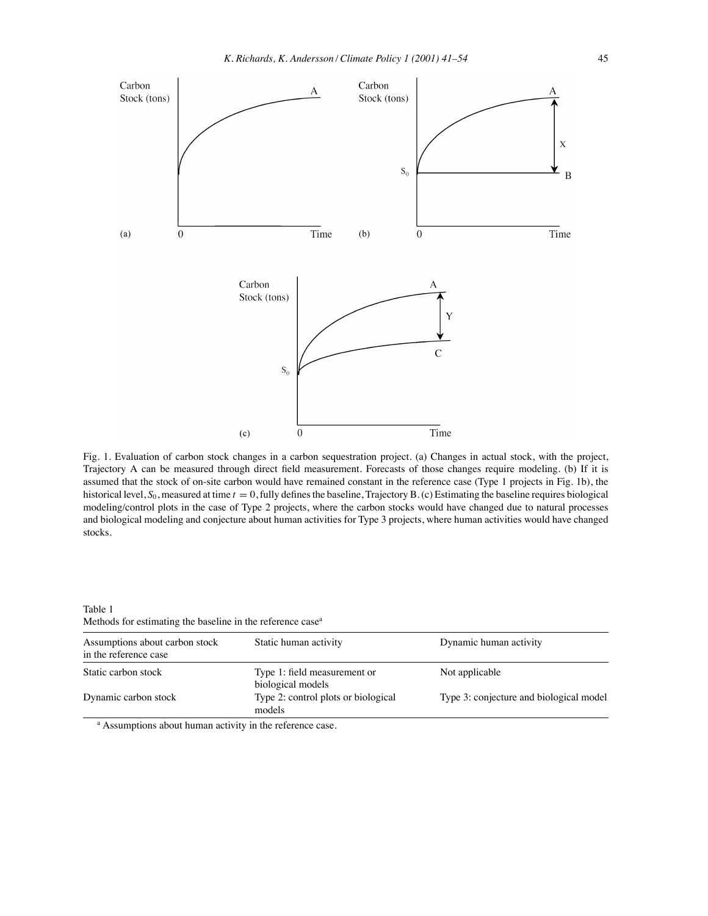Fig. 1. Evaluation of carbon stock changes in a carbon sequestration project. (a) Changes in actual stock, with the project, Trajectory A can be measured through direct field measurement. Forecasts of those changes require modeling. (b) If it is assumed that the stock of on-site carbon would have remained constant in the reference case (Type 1 projects in Fig. 1b), the historical level, $S_0$, measured at time $t = 0$, fully defines the baseline, Trajectory B. (c) Estimating the baseline requires biological modeling/control plots in the case of Type 2 projects, where the carbon stocks would have changed due to natural processes and biological modeling and conjecture about human activities for Type 3 projects, where human activities would have changed stocks.

Table 1
Methods for estimating the baseline in the reference case[a]

| Assumptions about carbon stock in the reference case | Static human activity | Dynamic human activity |
|---|---|---|
| Static carbon stock | Type 1: field measurement or biological models | Not applicable |
| Dynamic carbon stock | Type 2: control plots or biological models | Type 3: conjecture and biological model |

[a] Assumptions about human activity in the reference case.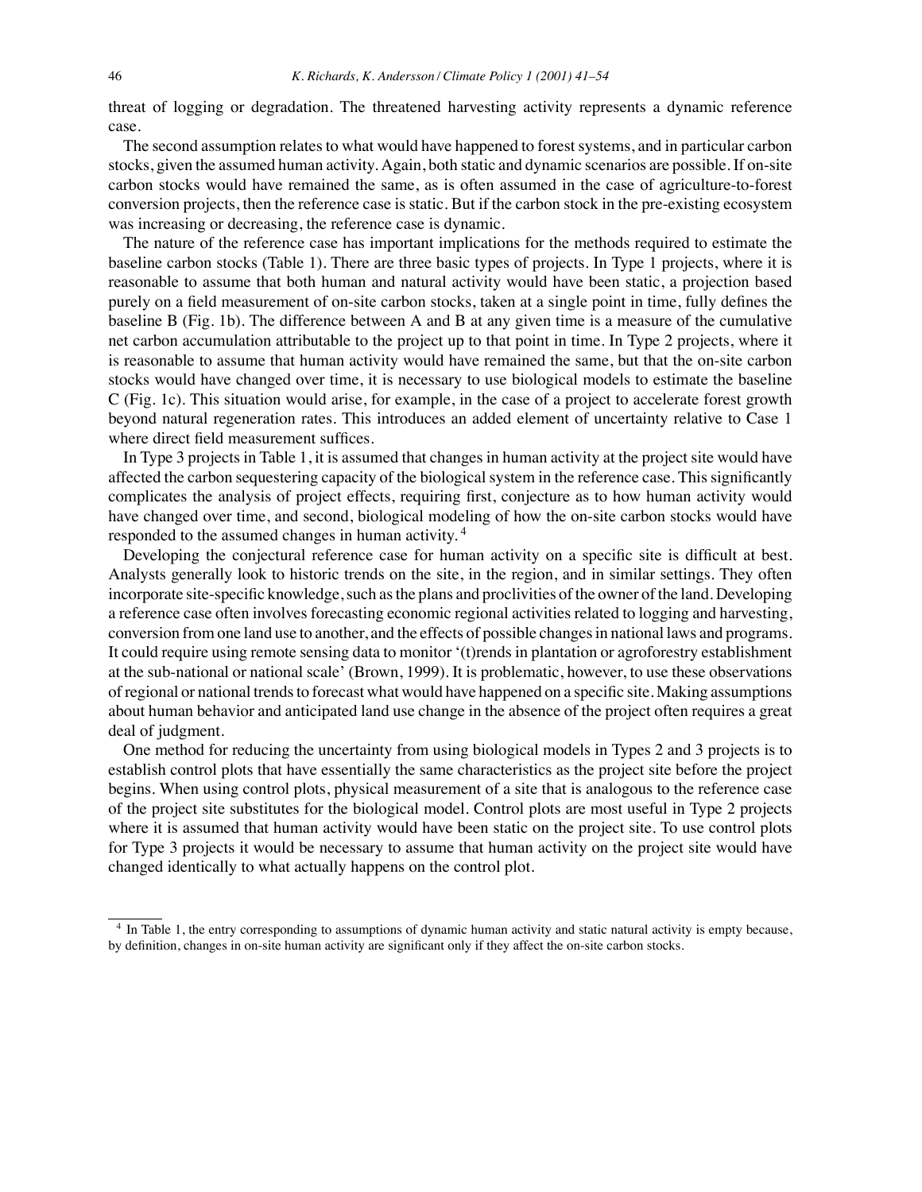threat of logging or degradation. The threatened harvesting activity represents a dynamic reference case.

The second assumption relates to what would have happened to forest systems, and in particular carbon stocks, given the assumed human activity. Again, both static and dynamic scenarios are possible. If on-site carbon stocks would have remained the same, as is often assumed in the case of agriculture-to-forest conversion projects, then the reference case is static. But if the carbon stock in the pre-existing ecosystem was increasing or decreasing, the reference case is dynamic.

The nature of the reference case has important implications for the methods required to estimate the baseline carbon stocks (Table 1). There are three basic types of projects. In Type 1 projects, where it is reasonable to assume that both human and natural activity would have been static, a projection based purely on a field measurement of on-site carbon stocks, taken at a single point in time, fully defines the baseline B (Fig. 1b). The difference between A and B at any given time is a measure of the cumulative net carbon accumulation attributable to the project up to that point in time. In Type 2 projects, where it is reasonable to assume that human activity would have remained the same, but that the on-site carbon stocks would have changed over time, it is necessary to use biological models to estimate the baseline C (Fig. 1c). This situation would arise, for example, in the case of a project to accelerate forest growth beyond natural regeneration rates. This introduces an added element of uncertainty relative to Case 1 where direct field measurement suffices.

In Type 3 projects in Table 1, it is assumed that changes in human activity at the project site would have affected the carbon sequestering capacity of the biological system in the reference case. This significantly complicates the analysis of project effects, requiring first, conjecture as to how human activity would have changed over time, and second, biological modeling of how the on-site carbon stocks would have responded to the assumed changes in human activity.[4]

Developing the conjectural reference case for human activity on a specific site is difficult at best. Analysts generally look to historic trends on the site, in the region, and in similar settings. They often incorporate site-specific knowledge, such as the plans and proclivities of the owner of the land. Developing a reference case often involves forecasting economic regional activities related to logging and harvesting, conversion from one land use to another, and the effects of possible changes in national laws and programs. It could require using remote sensing data to monitor '(t)rends in plantation or agroforestry establishment at the sub-national or national scale' (Brown, 1999). It is problematic, however, to use these observations of regional or national trends to forecast what would have happened on a specific site. Making assumptions about human behavior and anticipated land use change in the absence of the project often requires a great deal of judgment.

One method for reducing the uncertainty from using biological models in Types 2 and 3 projects is to establish control plots that have essentially the same characteristics as the project site before the project begins. When using control plots, physical measurement of a site that is analogous to the reference case of the project site substitutes for the biological model. Control plots are most useful in Type 2 projects where it is assumed that human activity would have been static on the project site. To use control plots for Type 3 projects it would be necessary to assume that human activity on the project site would have changed identically to what actually happens on the control plot.

[4] In Table 1, the entry corresponding to assumptions of dynamic human activity and static natural activity is empty because, by definition, changes in on-site human activity are significant only if they affect the on-site carbon stocks.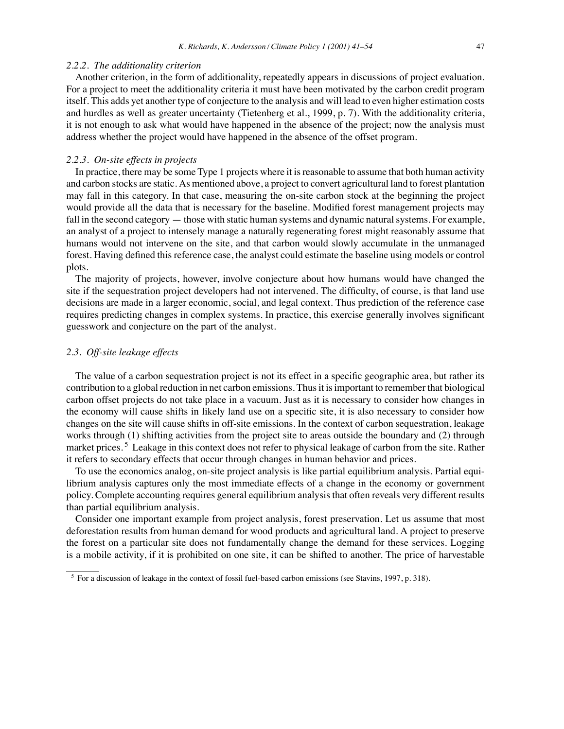### *2.2.2. The additionality criterion*

Another criterion, in the form of additionality, repeatedly appears in discussions of project evaluation. For a project to meet the additionality criteria it must have been motivated by the carbon credit program itself. This adds yet another type of conjecture to the analysis and will lead to even higher estimation costs and hurdles as well as greater uncertainty (Tietenberg et al., 1999, p. 7). With the additionality criteria, it is not enough to ask what would have happened in the absence of the project; now the analysis must address whether the project would have happened in the absence of the offset program.

### *2.2.3. On-site effects in projects*

In practice, there may be some Type 1 projects where it is reasonable to assume that both human activity and carbon stocks are static. As mentioned above, a project to convert agricultural land to forest plantation may fall in this category. In that case, measuring the on-site carbon stock at the beginning the project would provide all the data that is necessary for the baseline. Modified forest management projects may fall in the second category — those with static human systems and dynamic natural systems. For example, an analyst of a project to intensely manage a naturally regenerating forest might reasonably assume that humans would not intervene on the site, and that carbon would slowly accumulate in the unmanaged forest. Having defined this reference case, the analyst could estimate the baseline using models or control plots.

The majority of projects, however, involve conjecture about how humans would have changed the site if the sequestration project developers had not intervened. The difficulty, of course, is that land use decisions are made in a larger economic, social, and legal context. Thus prediction of the reference case requires predicting changes in complex systems. In practice, this exercise generally involves significant guesswork and conjecture on the part of the analyst.

## *2.3. Off-site leakage effects*

The value of a carbon sequestration project is not its effect in a specific geographic area, but rather its contribution to a global reduction in net carbon emissions. Thus it is important to remember that biological carbon offset projects do not take place in a vacuum. Just as it is necessary to consider how changes in the economy will cause shifts in likely land use on a specific site, it is also necessary to consider how changes on the site will cause shifts in off-site emissions. In the context of carbon sequestration, leakage works through (1) shifting activities from the project site to areas outside the boundary and (2) through market prices.[5] Leakage in this context does not refer to physical leakage of carbon from the site. Rather it refers to secondary effects that occur through changes in human behavior and prices.

To use the economics analog, on-site project analysis is like partial equilibrium analysis. Partial equilibrium analysis captures only the most immediate effects of a change in the economy or government policy. Complete accounting requires general equilibrium analysis that often reveals very different results than partial equilibrium analysis.

Consider one important example from project analysis, forest preservation. Let us assume that most deforestation results from human demand for wood products and agricultural land. A project to preserve the forest on a particular site does not fundamentally change the demand for these services. Logging is a mobile activity, if it is prohibited on one site, it can be shifted to another. The price of harvestable

[5] For a discussion of leakage in the context of fossil fuel-based carbon emissions (see Stavins, 1997, p. 318).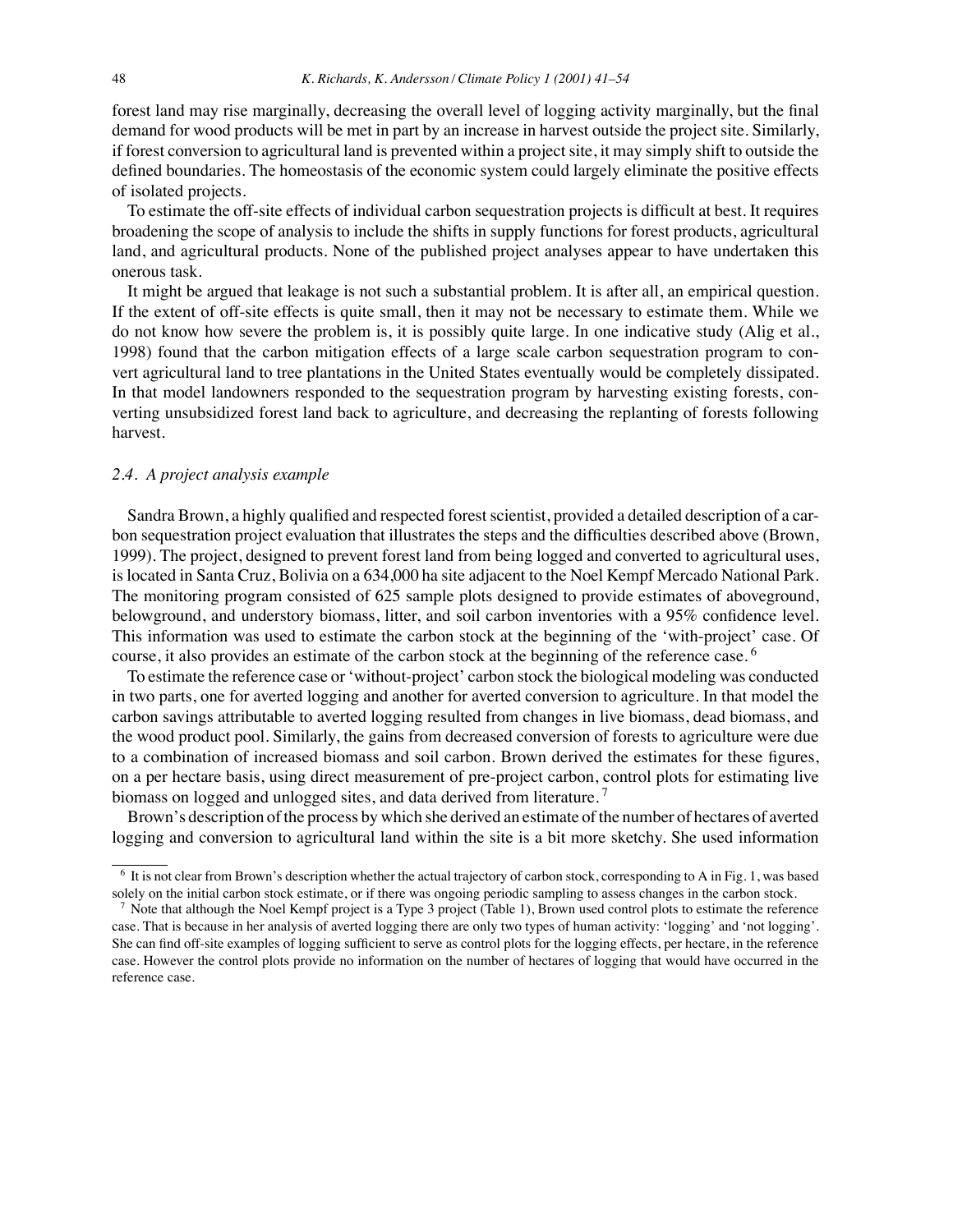forest land may rise marginally, decreasing the overall level of logging activity marginally, but the final demand for wood products will be met in part by an increase in harvest outside the project site. Similarly, if forest conversion to agricultural land is prevented within a project site, it may simply shift to outside the defined boundaries. The homeostasis of the economic system could largely eliminate the positive effects of isolated projects.

To estimate the off-site effects of individual carbon sequestration projects is difficult at best. It requires broadening the scope of analysis to include the shifts in supply functions for forest products, agricultural land, and agricultural products. None of the published project analyses appear to have undertaken this onerous task.

It might be argued that leakage is not such a substantial problem. It is after all, an empirical question. If the extent of off-site effects is quite small, then it may not be necessary to estimate them. While we do not know how severe the problem is, it is possibly quite large. In one indicative study (Alig et al., 1998) found that the carbon mitigation effects of a large scale carbon sequestration program to convert agricultural land to tree plantations in the United States eventually would be completely dissipated. In that model landowners responded to the sequestration program by harvesting existing forests, converting unsubsidized forest land back to agriculture, and decreasing the replanting of forests following harvest.

### *2.4. A project analysis example*

Sandra Brown, a highly qualified and respected forest scientist, provided a detailed description of a carbon sequestration project evaluation that illustrates the steps and the difficulties described above (Brown, 1999). The project, designed to prevent forest land from being logged and converted to agricultural uses, is located in Santa Cruz, Bolivia on a 634,000 ha site adjacent to the Noel Kempf Mercado National Park. The monitoring program consisted of 625 sample plots designed to provide estimates of aboveground, belowground, and understory biomass, litter, and soil carbon inventories with a 95% confidence level. This information was used to estimate the carbon stock at the beginning of the 'with-project' case. Of course, it also provides an estimate of the carbon stock at the beginning of the reference case.[6]

To estimate the reference case or 'without-project' carbon stock the biological modeling was conducted in two parts, one for averted logging and another for averted conversion to agriculture. In that model the carbon savings attributable to averted logging resulted from changes in live biomass, dead biomass, and the wood product pool. Similarly, the gains from decreased conversion of forests to agriculture were due to a combination of increased biomass and soil carbon. Brown derived the estimates for these figures, on a per hectare basis, using direct measurement of pre-project carbon, control plots for estimating live biomass on logged and unlogged sites, and data derived from literature.[7]

Brown's description of the process by which she derived an estimate of the number of hectares of averted logging and conversion to agricultural land within the site is a bit more sketchy. She used information

---

[6] It is not clear from Brown's description whether the actual trajectory of carbon stock, corresponding to A in Fig. 1, was based solely on the initial carbon stock estimate, or if there was ongoing periodic sampling to assess changes in the carbon stock.

[7] Note that although the Noel Kempf project is a Type 3 project (Table 1), Brown used control plots to estimate the reference case. That is because in her analysis of averted logging there are only two types of human activity: 'logging' and 'not logging'. She can find off-site examples of logging sufficient to serve as control plots for the logging effects, per hectare, in the reference case. However the control plots provide no information on the number of hectares of logging that would have occurred in the reference case.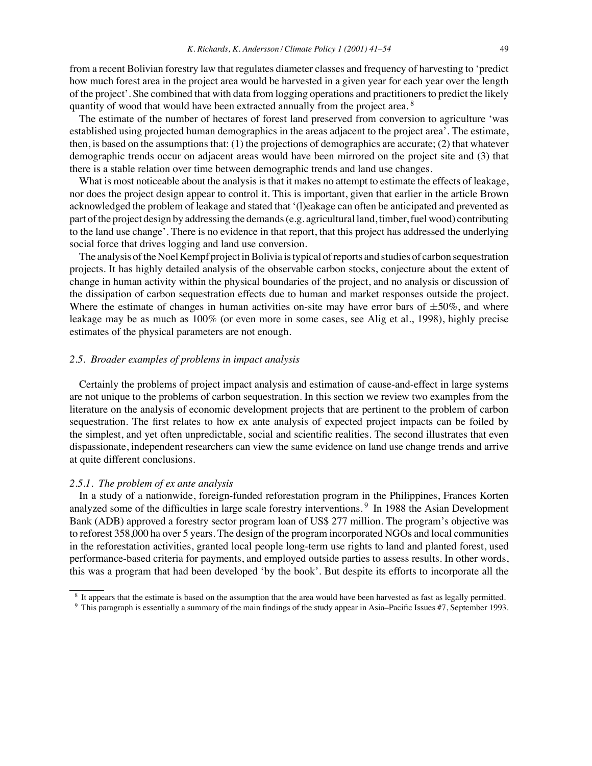from a recent Bolivian forestry law that regulates diameter classes and frequency of harvesting to 'predict how much forest area in the project area would be harvested in a given year for each year over the length of the project'. She combined that with data from logging operations and practitioners to predict the likely quantity of wood that would have been extracted annually from the project area.[8]

The estimate of the number of hectares of forest land preserved from conversion to agriculture 'was established using projected human demographics in the areas adjacent to the project area'. The estimate, then, is based on the assumptions that: (1) the projections of demographics are accurate; (2) that whatever demographic trends occur on adjacent areas would have been mirrored on the project site and (3) that there is a stable relation over time between demographic trends and land use changes.

What is most noticeable about the analysis is that it makes no attempt to estimate the effects of leakage, nor does the project design appear to control it. This is important, given that earlier in the article Brown acknowledged the problem of leakage and stated that '(l)eakage can often be anticipated and prevented as part of the project design by addressing the demands (e.g. agricultural land, timber, fuel wood) contributing to the land use change'. There is no evidence in that report, that this project has addressed the underlying social force that drives logging and land use conversion.

The analysis of the Noel Kempf project in Bolivia is typical of reports and studies of carbon sequestration projects. It has highly detailed analysis of the observable carbon stocks, conjecture about the extent of change in human activity within the physical boundaries of the project, and no analysis or discussion of the dissipation of carbon sequestration effects due to human and market responses outside the project. Where the estimate of changes in human activities on-site may have error bars of $\pm 50\%$, and where leakage may be as much as 100% (or even more in some cases, see Alig et al., 1998), highly precise estimates of the physical parameters are not enough.

### *2.5. Broader examples of problems in impact analysis*

Certainly the problems of project impact analysis and estimation of cause-and-effect in large systems are not unique to the problems of carbon sequestration. In this section we review two examples from the literature on the analysis of economic development projects that are pertinent to the problem of carbon sequestration. The first relates to how ex ante analysis of expected project impacts can be foiled by the simplest, and yet often unpredictable, social and scientific realities. The second illustrates that even dispassionate, independent researchers can view the same evidence on land use change trends and arrive at quite different conclusions.

#### *2.5.1. The problem of ex ante analysis*

In a study of a nationwide, foreign-funded reforestation program in the Philippines, Frances Korten analyzed some of the difficulties in large scale forestry interventions.[9] In 1988 the Asian Development Bank (ADB) approved a forestry sector program loan of US$ 277 million. The program's objective was to reforest 358,000 ha over 5 years. The design of the program incorporated NGOs and local communities in the reforestation activities, granted local people long-term use rights to land and planted forest, used performance-based criteria for payments, and employed outside parties to assess results. In other words, this was a program that had been developed 'by the book'. But despite its efforts to incorporate all the

[8] It appears that the estimate is based on the assumption that the area would have been harvested as fast as legally permitted.

[9] This paragraph is essentially a summary of the main findings of the study appear in Asia–Pacific Issues #7, September 1993.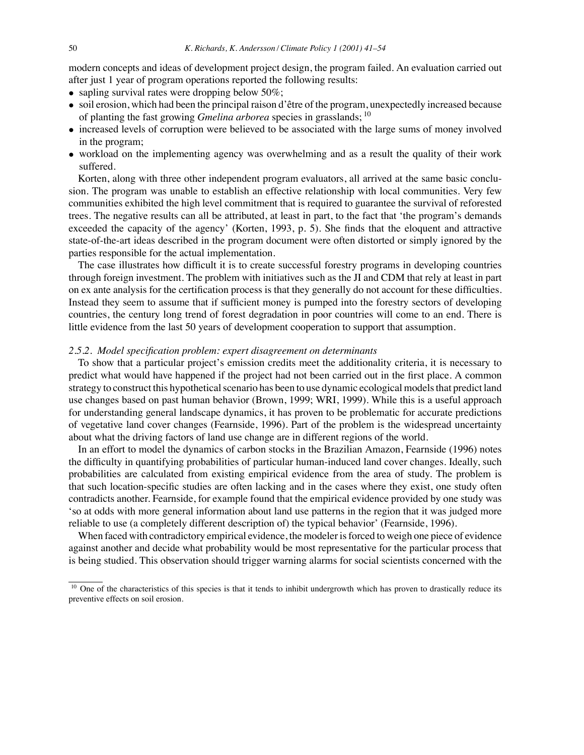modern concepts and ideas of development project design, the program failed. An evaluation carried out after just 1 year of program operations reported the following results:

- sapling survival rates were dropping below 50%;
- soil erosion, which had been the principal raison d'être of the program, unexpectedly increased because of planting the fast growing *Gmelina arborea* species in grasslands; [10]
- increased levels of corruption were believed to be associated with the large sums of money involved in the program;
- workload on the implementing agency was overwhelming and as a result the quality of their work suffered.

Korten, along with three other independent program evaluators, all arrived at the same basic conclusion. The program was unable to establish an effective relationship with local communities. Very few communities exhibited the high level commitment that is required to guarantee the survival of reforested trees. The negative results can all be attributed, at least in part, to the fact that 'the program's demands exceeded the capacity of the agency' (Korten, 1993, p. 5). She finds that the eloquent and attractive state-of-the-art ideas described in the program document were often distorted or simply ignored by the parties responsible for the actual implementation.

The case illustrates how difficult it is to create successful forestry programs in developing countries through foreign investment. The problem with initiatives such as the JI and CDM that rely at least in part on ex ante analysis for the certification process is that they generally do not account for these difficulties. Instead they seem to assume that if sufficient money is pumped into the forestry sectors of developing countries, the century long trend of forest degradation in poor countries will come to an end. There is little evidence from the last 50 years of development cooperation to support that assumption.

### *2.5.2. Model specification problem: expert disagreement on determinants*

To show that a particular project's emission credits meet the additionality criteria, it is necessary to predict what would have happened if the project had not been carried out in the first place. A common strategy to construct this hypothetical scenario has been to use dynamic ecological models that predict land use changes based on past human behavior (Brown, 1999; WRI, 1999). While this is a useful approach for understanding general landscape dynamics, it has proven to be problematic for accurate predictions of vegetative land cover changes (Fearnside, 1996). Part of the problem is the widespread uncertainty about what the driving factors of land use change are in different regions of the world.

In an effort to model the dynamics of carbon stocks in the Brazilian Amazon, Fearnside (1996) notes the difficulty in quantifying probabilities of particular human-induced land cover changes. Ideally, such probabilities are calculated from existing empirical evidence from the area of study. The problem is that such location-specific studies are often lacking and in the cases where they exist, one study often contradicts another. Fearnside, for example found that the empirical evidence provided by one study was 'so at odds with more general information about land use patterns in the region that it was judged more reliable to use (a completely different description of) the typical behavior' (Fearnside, 1996).

When faced with contradictory empirical evidence, the modeler is forced to weigh one piece of evidence against another and decide what probability would be most representative for the particular process that is being studied. This observation should trigger warning alarms for social scientists concerned with the

[10] One of the characteristics of this species is that it tends to inhibit undergrowth which has proven to drastically reduce its preventive effects on soil erosion.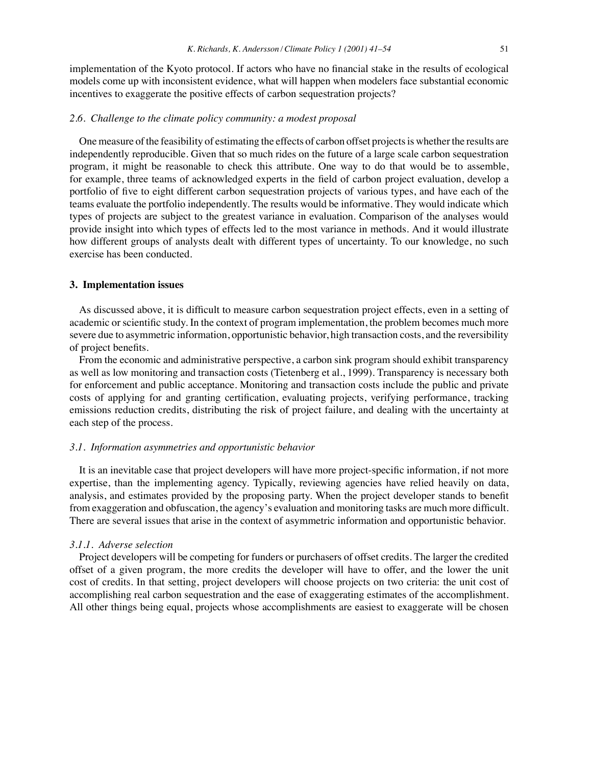implementation of the Kyoto protocol. If actors who have no financial stake in the results of ecological models come up with inconsistent evidence, what will happen when modelers face substantial economic incentives to exaggerate the positive effects of carbon sequestration projects?

### *2.6. Challenge to the climate policy community: a modest proposal*

One measure of the feasibility of estimating the effects of carbon offset projects is whether the results are independently reproducible. Given that so much rides on the future of a large scale carbon sequestration program, it might be reasonable to check this attribute. One way to do that would be to assemble, for example, three teams of acknowledged experts in the field of carbon project evaluation, develop a portfolio of five to eight different carbon sequestration projects of various types, and have each of the teams evaluate the portfolio independently. The results would be informative. They would indicate which types of projects are subject to the greatest variance in evaluation. Comparison of the analyses would provide insight into which types of effects led to the most variance in methods. And it would illustrate how different groups of analysts dealt with different types of uncertainty. To our knowledge, no such exercise has been conducted.

## **3. Implementation issues**

As discussed above, it is difficult to measure carbon sequestration project effects, even in a setting of academic or scientific study. In the context of program implementation, the problem becomes much more severe due to asymmetric information, opportunistic behavior, high transaction costs, and the reversibility of project benefits.

From the economic and administrative perspective, a carbon sink program should exhibit transparency as well as low monitoring and transaction costs (Tietenberg et al., 1999). Transparency is necessary both for enforcement and public acceptance. Monitoring and transaction costs include the public and private costs of applying for and granting certification, evaluating projects, verifying performance, tracking emissions reduction credits, distributing the risk of project failure, and dealing with the uncertainty at each step of the process.

### *3.1. Information asymmetries and opportunistic behavior*

It is an inevitable case that project developers will have more project-specific information, if not more expertise, than the implementing agency. Typically, reviewing agencies have relied heavily on data, analysis, and estimates provided by the proposing party. When the project developer stands to benefit from exaggeration and obfuscation, the agency's evaluation and monitoring tasks are much more difficult. There are several issues that arise in the context of asymmetric information and opportunistic behavior.

#### *3.1.1. Adverse selection*

Project developers will be competing for funders or purchasers of offset credits. The larger the credited offset of a given program, the more credits the developer will have to offer, and the lower the unit cost of credits. In that setting, project developers will choose projects on two criteria: the unit cost of accomplishing real carbon sequestration and the ease of exaggerating estimates of the accomplishment. All other things being equal, projects whose accomplishments are easiest to exaggerate will be chosen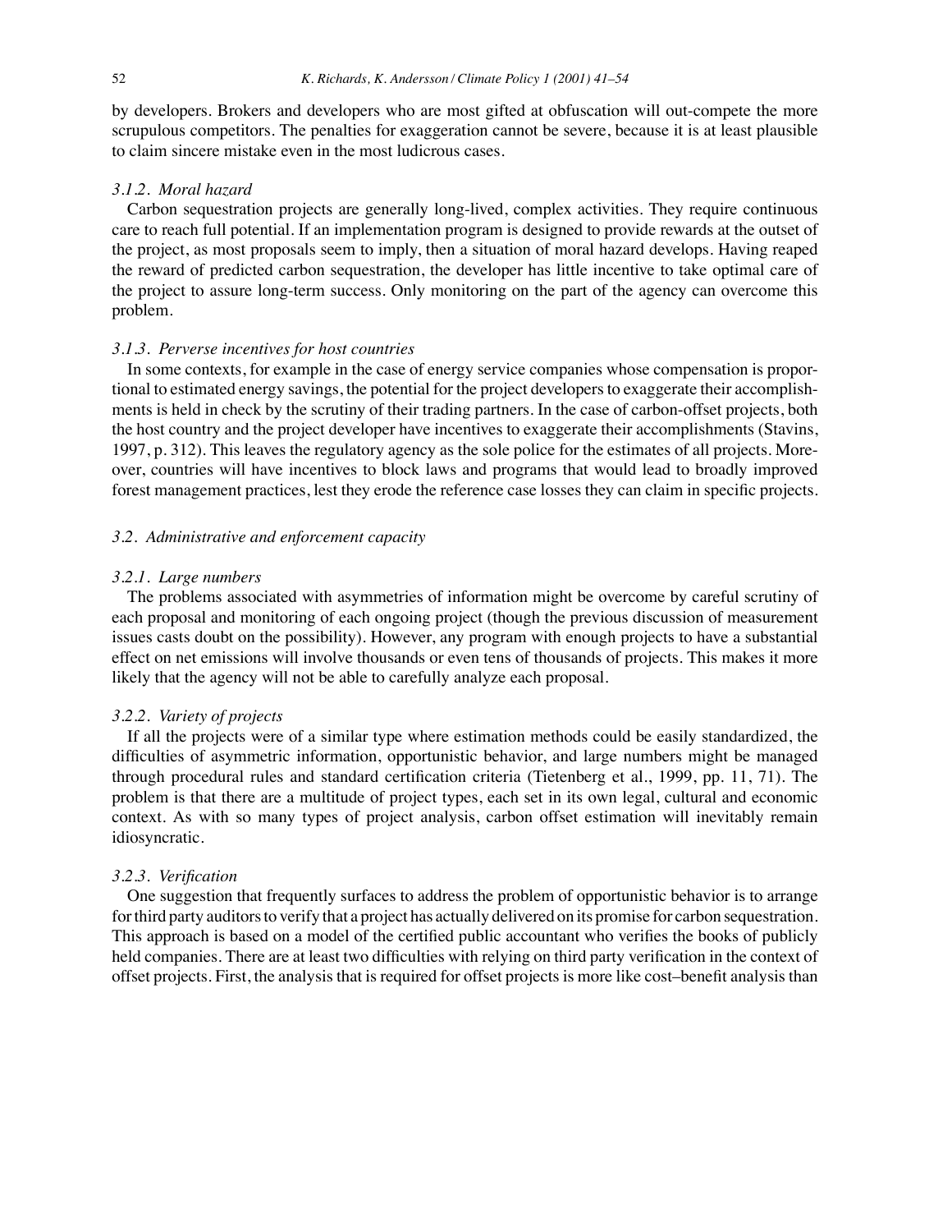by developers. Brokers and developers who are most gifted at obfuscation will out-compete the more scrupulous competitors. The penalties for exaggeration cannot be severe, because it is at least plausible to claim sincere mistake even in the most ludicrous cases.

#### *3.1.2. Moral hazard*

Carbon sequestration projects are generally long-lived, complex activities. They require continuous care to reach full potential. If an implementation program is designed to provide rewards at the outset of the project, as most proposals seem to imply, then a situation of moral hazard develops. Having reaped the reward of predicted carbon sequestration, the developer has little incentive to take optimal care of the project to assure long-term success. Only monitoring on the part of the agency can overcome this problem.

#### *3.1.3. Perverse incentives for host countries*

In some contexts, for example in the case of energy service companies whose compensation is proportional to estimated energy savings, the potential for the project developers to exaggerate their accomplishments is held in check by the scrutiny of their trading partners. In the case of carbon-offset projects, both the host country and the project developer have incentives to exaggerate their accomplishments (Stavins, 1997, p. 312). This leaves the regulatory agency as the sole police for the estimates of all projects. Moreover, countries will have incentives to block laws and programs that would lead to broadly improved forest management practices, lest they erode the reference case losses they can claim in specific projects.

### *3.2. Administrative and enforcement capacity*

#### *3.2.1. Large numbers*

The problems associated with asymmetries of information might be overcome by careful scrutiny of each proposal and monitoring of each ongoing project (though the previous discussion of measurement issues casts doubt on the possibility). However, any program with enough projects to have a substantial effect on net emissions will involve thousands or even tens of thousands of projects. This makes it more likely that the agency will not be able to carefully analyze each proposal.

#### *3.2.2. Variety of projects*

If all the projects were of a similar type where estimation methods could be easily standardized, the difficulties of asymmetric information, opportunistic behavior, and large numbers might be managed through procedural rules and standard certification criteria (Tietenberg et al., 1999, pp. 11, 71). The problem is that there are a multitude of project types, each set in its own legal, cultural and economic context. As with so many types of project analysis, carbon offset estimation will inevitably remain idiosyncratic.

#### *3.2.3. Verification*

One suggestion that frequently surfaces to address the problem of opportunistic behavior is to arrange for third party auditors to verify that a project has actually delivered on its promise for carbon sequestration. This approach is based on a model of the certified public accountant who verifies the books of publicly held companies. There are at least two difficulties with relying on third party verification in the context of offset projects. First, the analysis that is required for offset projects is more like cost–benefit analysis than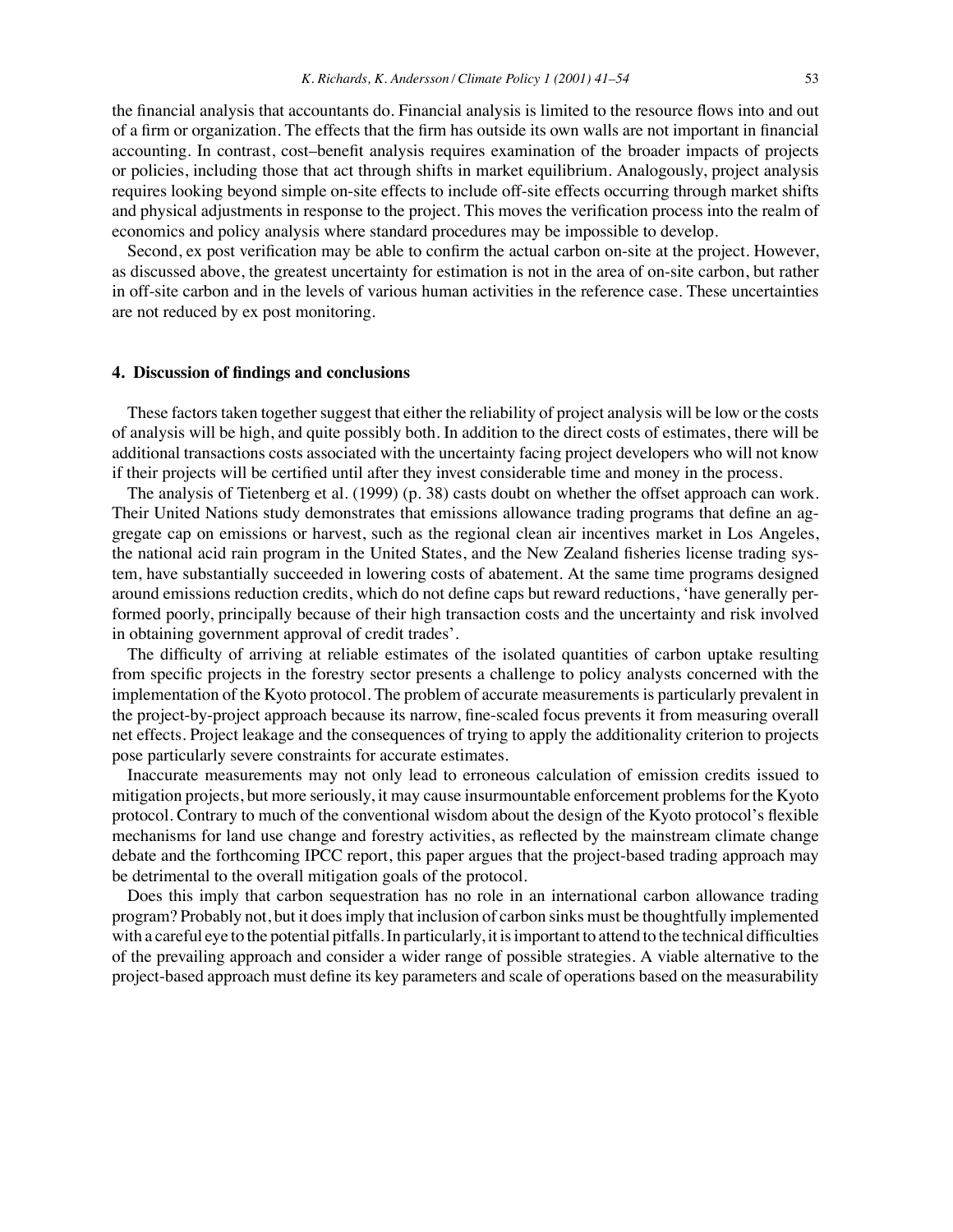the financial analysis that accountants do. Financial analysis is limited to the resource flows into and out of a firm or organization. The effects that the firm has outside its own walls are not important in financial accounting. In contrast, cost–benefit analysis requires examination of the broader impacts of projects or policies, including those that act through shifts in market equilibrium. Analogously, project analysis requires looking beyond simple on-site effects to include off-site effects occurring through market shifts and physical adjustments in response to the project. This moves the verification process into the realm of economics and policy analysis where standard procedures may be impossible to develop.

Second, ex post verification may be able to confirm the actual carbon on-site at the project. However, as discussed above, the greatest uncertainty for estimation is not in the area of on-site carbon, but rather in off-site carbon and in the levels of various human activities in the reference case. These uncertainties are not reduced by ex post monitoring.

## 4. Discussion of findings and conclusions

These factors taken together suggest that either the reliability of project analysis will be low or the costs of analysis will be high, and quite possibly both. In addition to the direct costs of estimates, there will be additional transactions costs associated with the uncertainty facing project developers who will not know if their projects will be certified until after they invest considerable time and money in the process.

The analysis of Tietenberg et al. (1999) (p. 38) casts doubt on whether the offset approach can work. Their United Nations study demonstrates that emissions allowance trading programs that define an aggregate cap on emissions or harvest, such as the regional clean air incentives market in Los Angeles, the national acid rain program in the United States, and the New Zealand fisheries license trading system, have substantially succeeded in lowering costs of abatement. At the same time programs designed around emissions reduction credits, which do not define caps but reward reductions, 'have generally performed poorly, principally because of their high transaction costs and the uncertainty and risk involved in obtaining government approval of credit trades'.

The difficulty of arriving at reliable estimates of the isolated quantities of carbon uptake resulting from specific projects in the forestry sector presents a challenge to policy analysts concerned with the implementation of the Kyoto protocol. The problem of accurate measurements is particularly prevalent in the project-by-project approach because its narrow, fine-scaled focus prevents it from measuring overall net effects. Project leakage and the consequences of trying to apply the additionality criterion to projects pose particularly severe constraints for accurate estimates.

Inaccurate measurements may not only lead to erroneous calculation of emission credits issued to mitigation projects, but more seriously, it may cause insurmountable enforcement problems for the Kyoto protocol. Contrary to much of the conventional wisdom about the design of the Kyoto protocol's flexible mechanisms for land use change and forestry activities, as reflected by the mainstream climate change debate and the forthcoming IPCC report, this paper argues that the project-based trading approach may be detrimental to the overall mitigation goals of the protocol.

Does this imply that carbon sequestration has no role in an international carbon allowance trading program? Probably not, but it does imply that inclusion of carbon sinks must be thoughtfully implemented with a careful eye to the potential pitfalls. In particularly, it is important to attend to the technical difficulties of the prevailing approach and consider a wider range of possible strategies. A viable alternative to the project-based approach must define its key parameters and scale of operations based on the measurability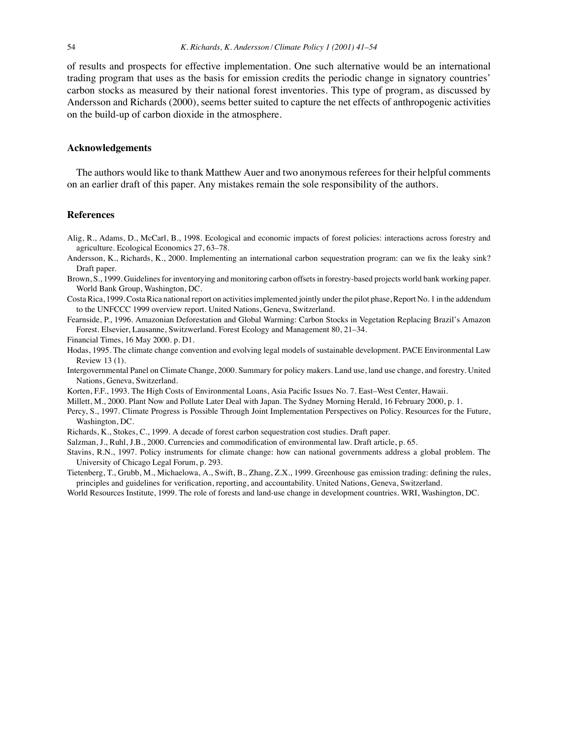of results and prospects for effective implementation. One such alternative would be an international trading program that uses as the basis for emission credits the periodic change in signatory countries' carbon stocks as measured by their national forest inventories. This type of program, as discussed by Andersson and Richards (2000), seems better suited to capture the net effects of anthropogenic activities on the build-up of carbon dioxide in the atmosphere.

## Acknowledgements

The authors would like to thank Matthew Auer and two anonymous referees for their helpful comments on an earlier draft of this paper. Any mistakes remain the sole responsibility of the authors.

## References

Alig, R., Adams, D., McCarl, B., 1998. Ecological and economic impacts of forest policies: interactions across forestry and agriculture. Ecological Economics 27, 63–78.

Andersson, K., Richards, K., 2000. Implementing an international carbon sequestration program: can we fix the leaky sink? Draft paper.

Brown, S., 1999. Guidelines for inventorying and monitoring carbon offsets in forestry-based projects world bank working paper. World Bank Group, Washington, DC.

Costa Rica, 1999. Costa Rica national report on activities implemented jointly under the pilot phase, Report No. 1 in the addendum to the UNFCCC 1999 overview report. United Nations, Geneva, Switzerland.

Fearnside, P., 1996. Amazonian Deforestation and Global Warming: Carbon Stocks in Vegetation Replacing Brazil's Amazon Forest. Elsevier, Lausanne, Switzwerland. Forest Ecology and Management 80, 21–34.

Financial Times, 16 May 2000. p. D1.

Hodas, 1995. The climate change convention and evolving legal models of sustainable development. PACE Environmental Law Review 13 (1).

Intergovernmental Panel on Climate Change, 2000. Summary for policy makers. Land use, land use change, and forestry. United Nations, Geneva, Switzerland.

Korten, F.F., 1993. The High Costs of Environmental Loans, Asia Pacific Issues No. 7. East–West Center, Hawaii.

Millett, M., 2000. Plant Now and Pollute Later Deal with Japan. The Sydney Morning Herald, 16 February 2000, p. 1.

Percy, S., 1997. Climate Progress is Possible Through Joint Implementation Perspectives on Policy. Resources for the Future, Washington, DC.

Richards, K., Stokes, C., 1999. A decade of forest carbon sequestration cost studies. Draft paper.

Salzman, J., Ruhl, J.B., 2000. Currencies and commodification of environmental law. Draft article, p. 65.

Stavins, R.N., 1997. Policy instruments for climate change: how can national governments address a global problem. The University of Chicago Legal Forum, p. 293.

Tietenberg, T., Grubb, M., Michaelowa, A., Swift, B., Zhang, Z.X., 1999. Greenhouse gas emission trading: defining the rules, principles and guidelines for verification, reporting, and accountability. United Nations, Geneva, Switzerland.

World Resources Institute, 1999. The role of forests and land-use change in development countries. WRI, Washington, DC.